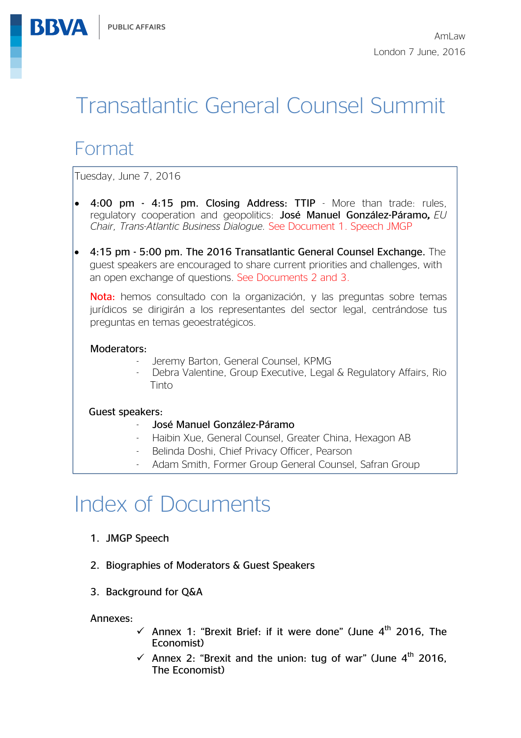BBVA | PUBLIC AFFAIRS

AmLaw

London 7 June, 2016

# Transatlantic General Counsel Summit

## Format

Tuesday, June 7, 2016

- **4:00 pm - 4:15 pm. Closing Address: TTIP** - More than trade: rules, regulatory cooperation and geopolitics: **José Manuel González-Páramo,** *EU Chair, Trans-Atlantic Business Dialogue*. See Document 1. Speech JMGP

- **4:15 pm - 5:00 pm. The 2016 Transatlantic General Counsel Exchange.** The guest speakers are encouraged to share current priorities and challenges, with an open exchange of questions. See Documents 2 and 3.

  **Nota:** hemos consultado con la organización, y las preguntas sobre temas jurídicos se dirigirán a los representantes del sector legal, centrándose tus preguntas en temas geoestratégicos.

  **Moderators:**
  - Jeremy Barton, General Counsel, KPMG
  - Debra Valentine, Group Executive, Legal & Regulatory Affairs, Rio Tinto

  **Guest speakers:**
  - **José Manuel González-Páramo**
  - Haibin Xue, General Counsel, Greater China, Hexagon AB
  - Belinda Doshi, Chief Privacy Officer, Pearson
  - Adam Smith, Former Group General Counsel, Safran Group

# Index of Documents

1. JMGP Speech
2. Biographies of Moderators & Guest Speakers
3. Background for Q&A

Annexes:

- ✓ Annex 1: "Brexit Brief: if it were done" (June 4th 2016, The Economist)
- ✓ Annex 2: "Brexit and the union: tug of war" (June 4th 2016, The Economist)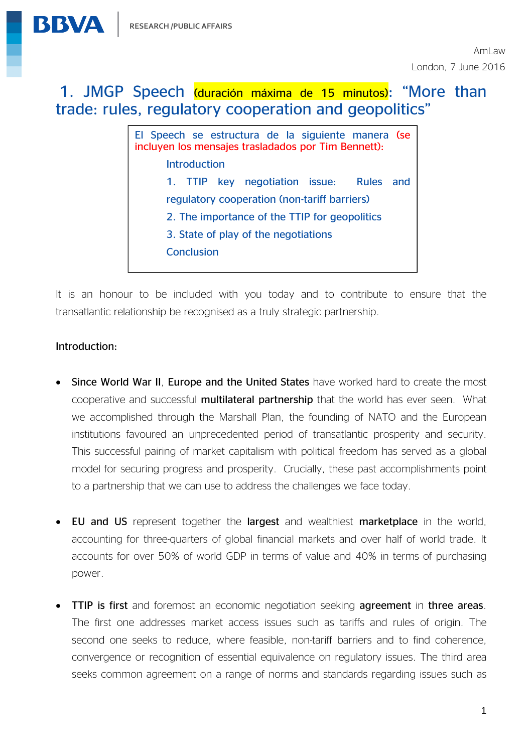AmLaw

London, 7 June 2016

# 1. JMGP Speech (duración máxima de 15 minutos): "More than trade: rules, regulatory cooperation and geopolitics"

> El Speech se estructura de la siguiente manera (se incluyen los mensajes trasladados por Tim Bennett):
>
> Introduction
>
> 1. TTIP key negotiation issue: Rules and regulatory cooperation (non-tariff barriers)
> 2. The importance of the TTIP for geopolitics
> 3. State of play of the negotiations
>
> Conclusion

It is an honour to be included with you today and to contribute to ensure that the transatlantic relationship be recognised as a truly strategic partnership.

**Introduction:**

- **Since World War II**, **Europe and the United States** have worked hard to create the most cooperative and successful **multilateral partnership** that the world has ever seen. What we accomplished through the Marshall Plan, the founding of NATO and the European institutions favoured an unprecedented period of transatlantic prosperity and security. This successful pairing of market capitalism with political freedom has served as a global model for securing progress and prosperity. Crucially, these past accomplishments point to a partnership that we can use to address the challenges we face today.

- **EU and US** represent together the **largest** and wealthiest **marketplace** in the world, accounting for three-quarters of global financial markets and over half of world trade. It accounts for over 50% of world GDP in terms of value and 40% in terms of purchasing power.

- **TTIP is first** and foremost an economic negotiation seeking **agreement** in **three areas**. The first one addresses market access issues such as tariffs and rules of origin. The second one seeks to reduce, where feasible, non-tariff barriers and to find coherence, convergence or recognition of essential equivalence on regulatory issues. The third area seeks common agreement on a range of norms and standards regarding issues such as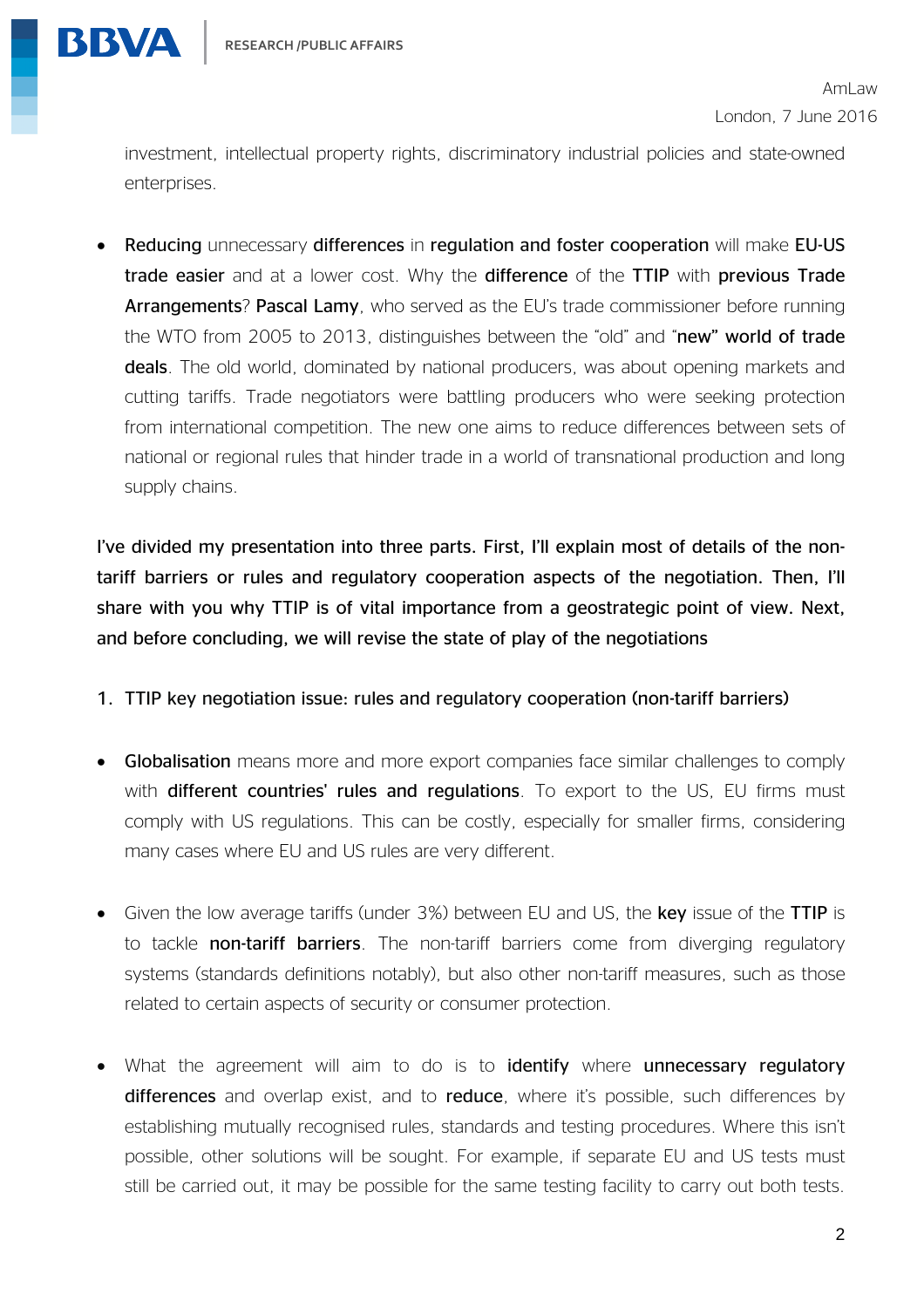investment, intellectual property rights, discriminatory industrial policies and state-owned enterprises.

- **Reducing** unnecessary **differences** in **regulation and foster cooperation** will make **EU-US trade easier** and at a lower cost. Why the **difference** of the **TTIP** with **previous Trade Arrangements**? **Pascal Lamy**, who served as the EU's trade commissioner before running the WTO from 2005 to 2013, distinguishes between the "old" and "**new" world of trade deals**. The old world, dominated by national producers, was about opening markets and cutting tariffs. Trade negotiators were battling producers who were seeking protection from international competition. The new one aims to reduce differences between sets of national or regional rules that hinder trade in a world of transnational production and long supply chains.

**I've divided my presentation into three parts. First, I'll explain most of details of the non-tariff barriers or rules and regulatory cooperation aspects of the negotiation. Then, I'll share with you why TTIP is of vital importance from a geostrategic point of view. Next, and before concluding, we will revise the state of play of the negotiations**

## 1. TTIP key negotiation issue: rules and regulatory cooperation (non-tariff barriers)

- **Globalisation** means more and more export companies face similar challenges to comply with **different countries' rules and regulations**. To export to the US, EU firms must comply with US regulations. This can be costly, especially for smaller firms, considering many cases where EU and US rules are very different.

- Given the low average tariffs (under 3%) between EU and US, the **key** issue of the **TTIP** is to tackle **non-tariff barriers**. The non-tariff barriers come from diverging regulatory systems (standards definitions notably), but also other non-tariff measures, such as those related to certain aspects of security or consumer protection.

- What the agreement will aim to do is to **identify** where **unnecessary regulatory differences** and overlap exist, and to **reduce**, where it's possible, such differences by establishing mutually recognised rules, standards and testing procedures. Where this isn't possible, other solutions will be sought. For example, if separate EU and US tests must still be carried out, it may be possible for the same testing facility to carry out both tests.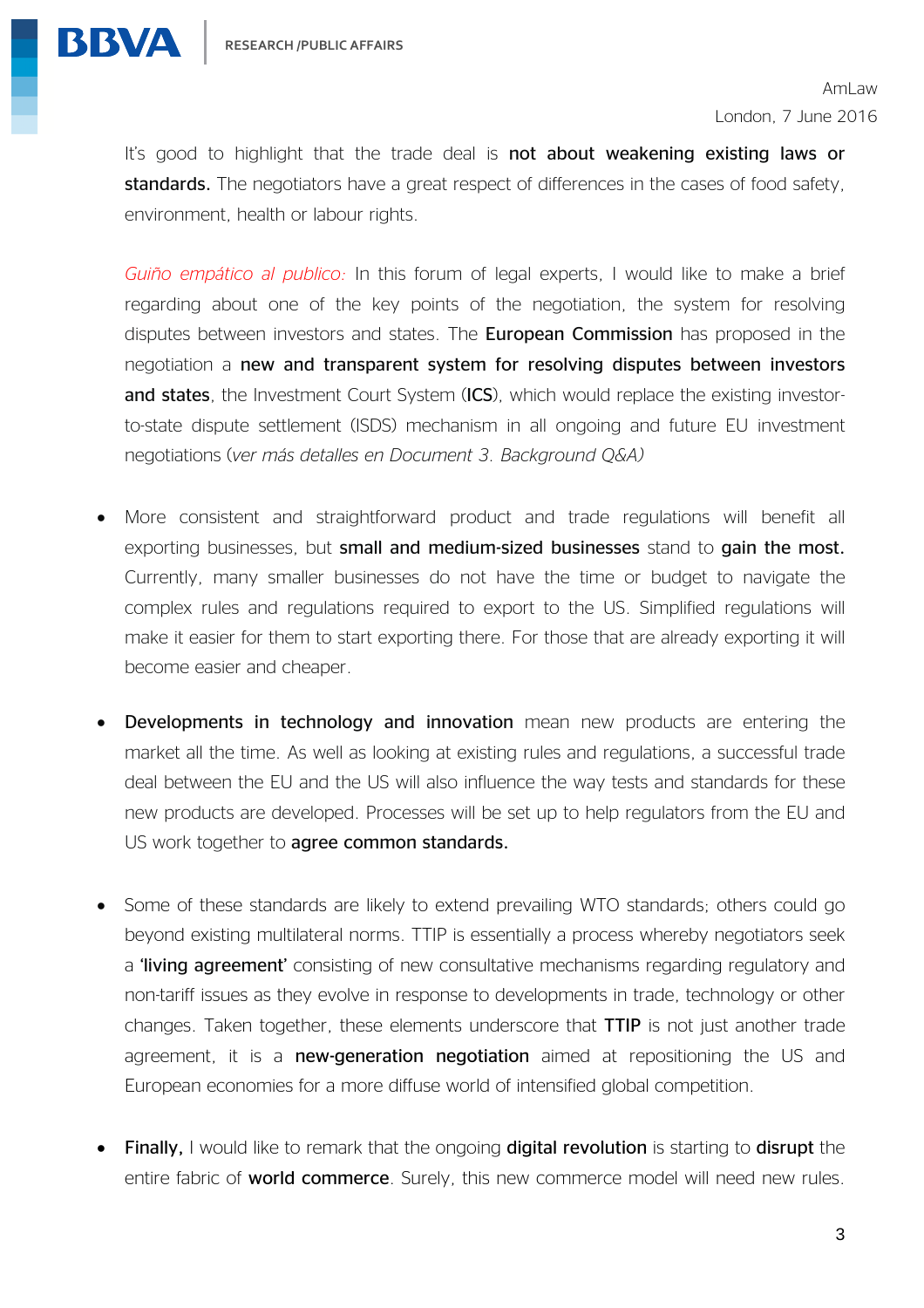It's good to highlight that the trade deal is **not about weakening existing laws or standards.** The negotiators have a great respect of differences in the cases of food safety, environment, health or labour rights.

*Guiño empático al publico:* In this forum of legal experts, I would like to make a brief regarding about one of the key points of the negotiation, the system for resolving disputes between investors and states. The **European Commission** has proposed in the negotiation a **new and transparent system for resolving disputes between investors and states**, the Investment Court System (**ICS**), which would replace the existing investor-to-state dispute settlement (ISDS) mechanism in all ongoing and future EU investment negotiations (*ver más detalles en Document 3. Background Q&A)*

- More consistent and straightforward product and trade regulations will benefit all exporting businesses, but **small and medium-sized businesses** stand to **gain the most.** Currently, many smaller businesses do not have the time or budget to navigate the complex rules and regulations required to export to the US. Simplified regulations will make it easier for them to start exporting there. For those that are already exporting it will become easier and cheaper.

- **Developments in technology and innovation** mean new products are entering the market all the time. As well as looking at existing rules and regulations, a successful trade deal between the EU and the US will also influence the way tests and standards for these new products are developed. Processes will be set up to help regulators from the EU and US work together to **agree common standards.**

- Some of these standards are likely to extend prevailing WTO standards; others could go beyond existing multilateral norms. TTIP is essentially a process whereby negotiators seek a **'living agreement'** consisting of new consultative mechanisms regarding regulatory and non-tariff issues as they evolve in response to developments in trade, technology or other changes. Taken together, these elements underscore that **TTIP** is not just another trade agreement, it is a **new-generation negotiation** aimed at repositioning the US and European economies for a more diffuse world of intensified global competition.

- **Finally,** I would like to remark that the ongoing **digital revolution** is starting to **disrupt** the entire fabric of **world commerce**. Surely, this new commerce model will need new rules.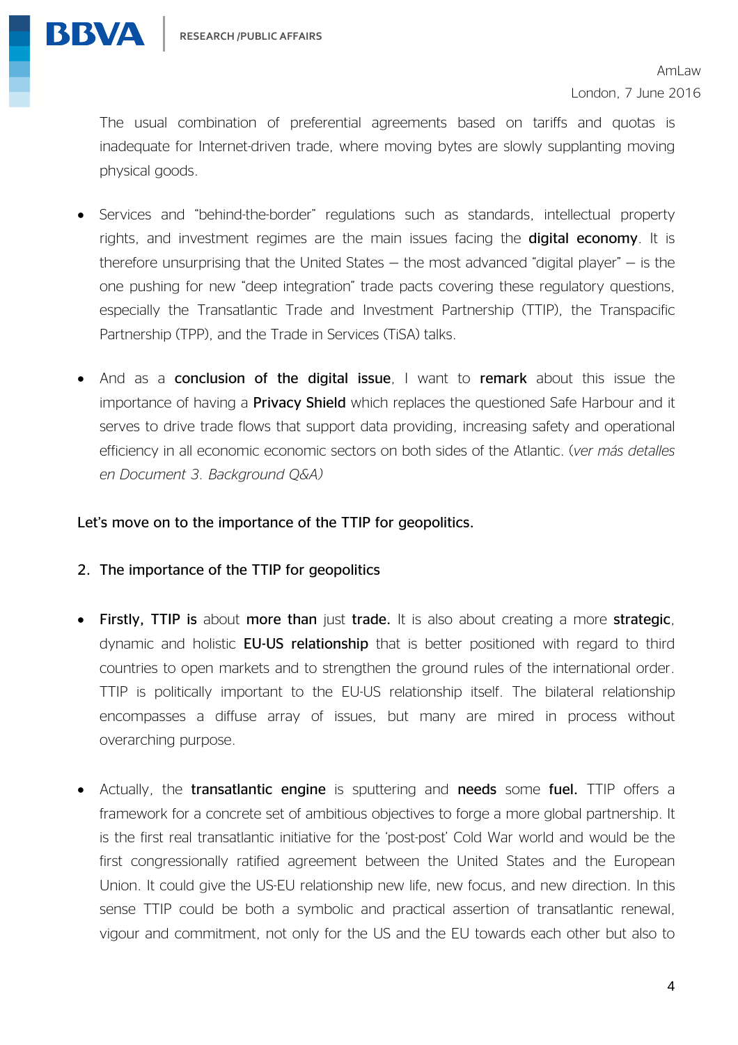The usual combination of preferential agreements based on tariffs and quotas is inadequate for Internet-driven trade, where moving bytes are slowly supplanting moving physical goods.

- Services and "behind-the-border" regulations such as standards, intellectual property rights, and investment regimes are the main issues facing the **digital economy**. It is therefore unsurprising that the United States – the most advanced "digital player" – is the one pushing for new "deep integration" trade pacts covering these regulatory questions, especially the Transatlantic Trade and Investment Partnership (TTIP), the Transpacific Partnership (TPP), and the Trade in Services (TiSA) talks.

- And as a **conclusion of the digital issue**, I want to **remark** about this issue the importance of having a **Privacy Shield** which replaces the questioned Safe Harbour and it serves to drive trade flows that support data providing, increasing safety and operational efficiency in all economic economic sectors on both sides of the Atlantic. (*ver más detalles en Document 3. Background Q&A)*

**Let's move on to the importance of the TTIP for geopolitics.**

## 2. The importance of the TTIP for geopolitics

- **Firstly, TTIP is** about **more than** just **trade.** It is also about creating a more **strategic**, dynamic and holistic **EU-US relationship** that is better positioned with regard to third countries to open markets and to strengthen the ground rules of the international order. TTIP is politically important to the EU-US relationship itself. The bilateral relationship encompasses a diffuse array of issues, but many are mired in process without overarching purpose.

- Actually, the **transatlantic engine** is sputtering and **needs** some **fuel.** TTIP offers a framework for a concrete set of ambitious objectives to forge a more global partnership. It is the first real transatlantic initiative for the 'post-post' Cold War world and would be the first congressionally ratified agreement between the United States and the European Union. It could give the US-EU relationship new life, new focus, and new direction. In this sense TTIP could be both a symbolic and practical assertion of transatlantic renewal, vigour and commitment, not only for the US and the EU towards each other but also to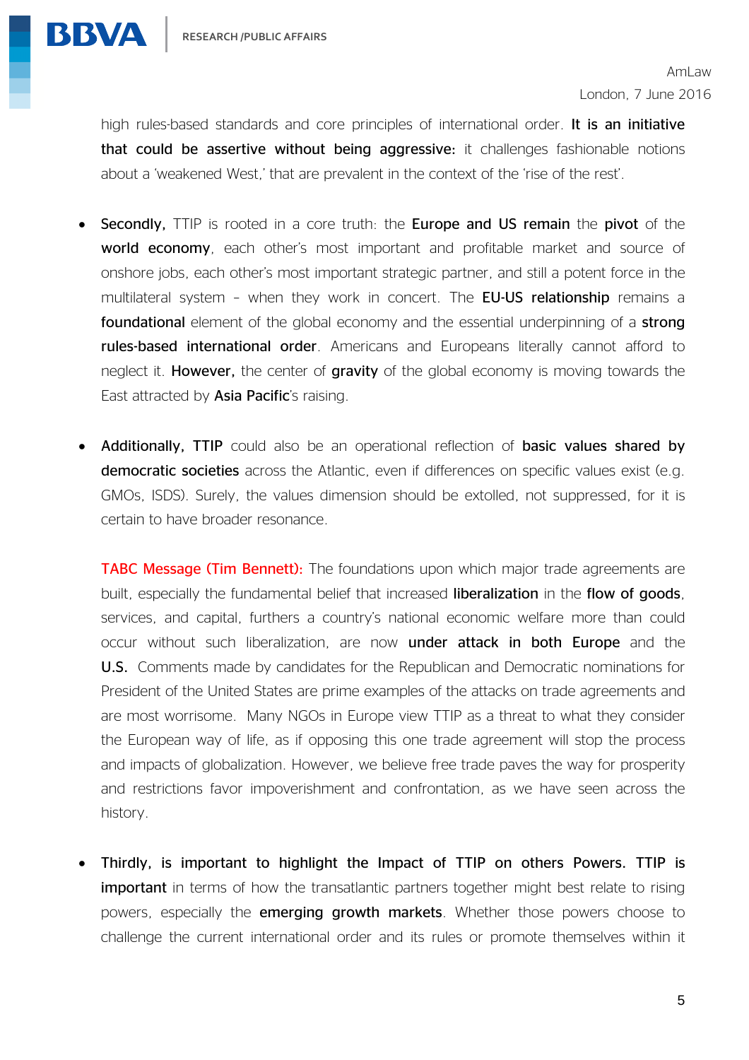high rules-based standards and core principles of international order. **It is an initiative that could be assertive without being aggressive:** it challenges fashionable notions about a 'weakened West,' that are prevalent in the context of the 'rise of the rest'.

- **Secondly,** TTIP is rooted in a core truth: the **Europe and US remain** the **pivot** of the **world economy**, each other's most important and profitable market and source of onshore jobs, each other's most important strategic partner, and still a potent force in the multilateral system – when they work in concert. The **EU-US relationship** remains a **foundational** element of the global economy and the essential underpinning of a **strong rules-based international order**. Americans and Europeans literally cannot afford to neglect it. **However,** the center of **gravity** of the global economy is moving towards the East attracted by **Asia Pacific**'s raising.

- **Additionally, TTIP** could also be an operational reflection of **basic values shared by democratic societies** across the Atlantic, even if differences on specific values exist (e.g. GMOs, ISDS). Surely, the values dimension should be extolled, not suppressed, for it is certain to have broader resonance.

  TABC Message (Tim Bennett): The foundations upon which major trade agreements are built, especially the fundamental belief that increased **liberalization** in the **flow of goods**, services, and capital, furthers a country's national economic welfare more than could occur without such liberalization, are now **under attack in both Europe** and the **U.S.** Comments made by candidates for the Republican and Democratic nominations for President of the United States are prime examples of the attacks on trade agreements and are most worrisome. Many NGOs in Europe view TTIP as a threat to what they consider the European way of life, as if opposing this one trade agreement will stop the process and impacts of globalization. However, we believe free trade paves the way for prosperity and restrictions favor impoverishment and confrontation, as we have seen across the history.

- **Thirdly, is important to highlight the Impact of TTIP on others Powers. TTIP is important** in terms of how the transatlantic partners together might best relate to rising powers, especially the **emerging growth markets**. Whether those powers choose to challenge the current international order and its rules or promote themselves within it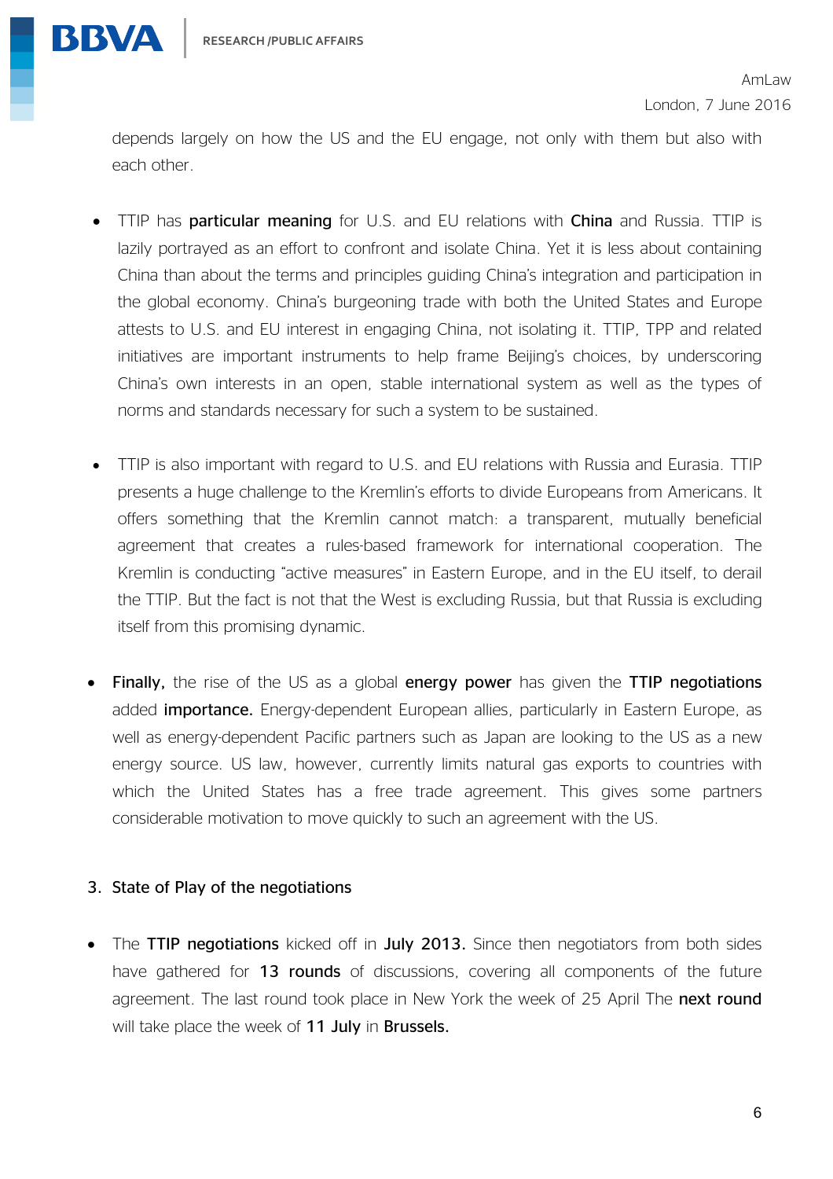depends largely on how the US and the EU engage, not only with them but also with each other.

- TTIP has **particular meaning** for U.S. and EU relations with **China** and Russia. TTIP is lazily portrayed as an effort to confront and isolate China. Yet it is less about containing China than about the terms and principles guiding China's integration and participation in the global economy. China's burgeoning trade with both the United States and Europe attests to U.S. and EU interest in engaging China, not isolating it. TTIP, TPP and related initiatives are important instruments to help frame Beijing's choices, by underscoring China's own interests in an open, stable international system as well as the types of norms and standards necessary for such a system to be sustained.

- TTIP is also important with regard to U.S. and EU relations with Russia and Eurasia. TTIP presents a huge challenge to the Kremlin's efforts to divide Europeans from Americans. It offers something that the Kremlin cannot match: a transparent, mutually beneficial agreement that creates a rules-based framework for international cooperation. The Kremlin is conducting "active measures" in Eastern Europe, and in the EU itself, to derail the TTIP. But the fact is not that the West is excluding Russia, but that Russia is excluding itself from this promising dynamic.

- **Finally,** the rise of the US as a global **energy power** has given the **TTIP negotiations** added **importance.** Energy-dependent European allies, particularly in Eastern Europe, as well as energy-dependent Pacific partners such as Japan are looking to the US as a new energy source. US law, however, currently limits natural gas exports to countries with which the United States has a free trade agreement. This gives some partners considerable motivation to move quickly to such an agreement with the US.

## 3. State of Play of the negotiations

- The **TTIP negotiations** kicked off in **July 2013.** Since then negotiators from both sides have gathered for **13 rounds** of discussions, covering all components of the future agreement. The last round took place in New York the week of 25 April The **next round** will take place the week of **11 July** in **Brussels.**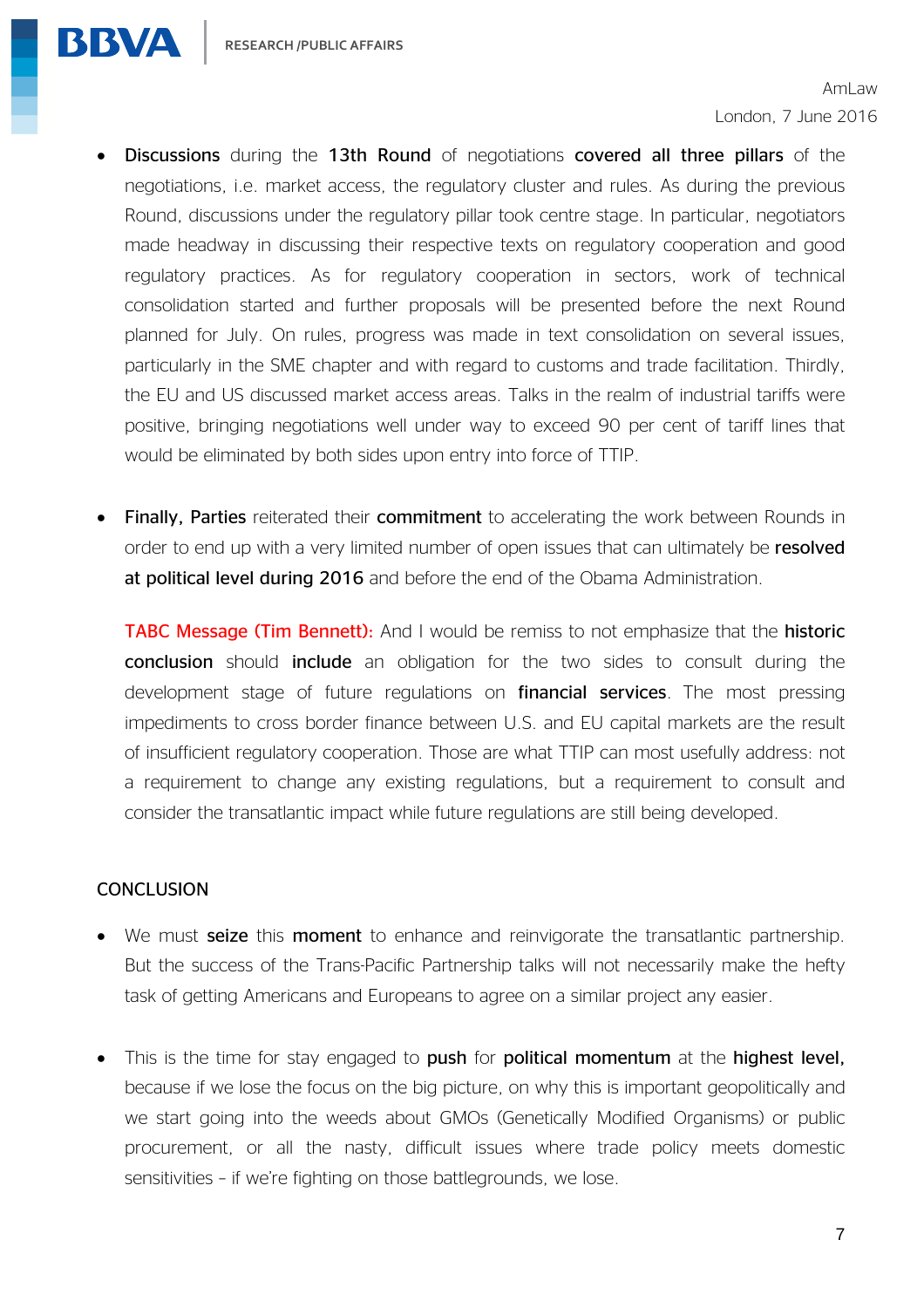- **Discussions** during the **13th Round** of negotiations **covered all three pillars** of the negotiations, i.e. market access, the regulatory cluster and rules. As during the previous Round, discussions under the regulatory pillar took centre stage. In particular, negotiators made headway in discussing their respective texts on regulatory cooperation and good regulatory practices. As for regulatory cooperation in sectors, work of technical consolidation started and further proposals will be presented before the next Round planned for July. On rules, progress was made in text consolidation on several issues, particularly in the SME chapter and with regard to customs and trade facilitation. Thirdly, the EU and US discussed market access areas. Talks in the realm of industrial tariffs were positive, bringing negotiations well under way to exceed 90 per cent of tariff lines that would be eliminated by both sides upon entry into force of TTIP.

- **Finally, Parties** reiterated their **commitment** to accelerating the work between Rounds in order to end up with a very limited number of open issues that can ultimately be **resolved at political level during 2016** and before the end of the Obama Administration.

  **TABC Message (Tim Bennett):** And I would be remiss to not emphasize that the **historic conclusion** should **include** an obligation for the two sides to consult during the development stage of future regulations on **financial services**. The most pressing impediments to cross border finance between U.S. and EU capital markets are the result of insufficient regulatory cooperation. Those are what TTIP can most usefully address: not a requirement to change any existing regulations, but a requirement to consult and consider the transatlantic impact while future regulations are still being developed.

## CONCLUSION

- We must **seize** this **moment** to enhance and reinvigorate the transatlantic partnership. But the success of the Trans-Pacific Partnership talks will not necessarily make the hefty task of getting Americans and Europeans to agree on a similar project any easier.

- This is the time for stay engaged to **push** for **political momentum** at the **highest level,** because if we lose the focus on the big picture, on why this is important geopolitically and we start going into the weeds about GMOs (Genetically Modified Organisms) or public procurement, or all the nasty, difficult issues where trade policy meets domestic sensitivities – if we're fighting on those battlegrounds, we lose.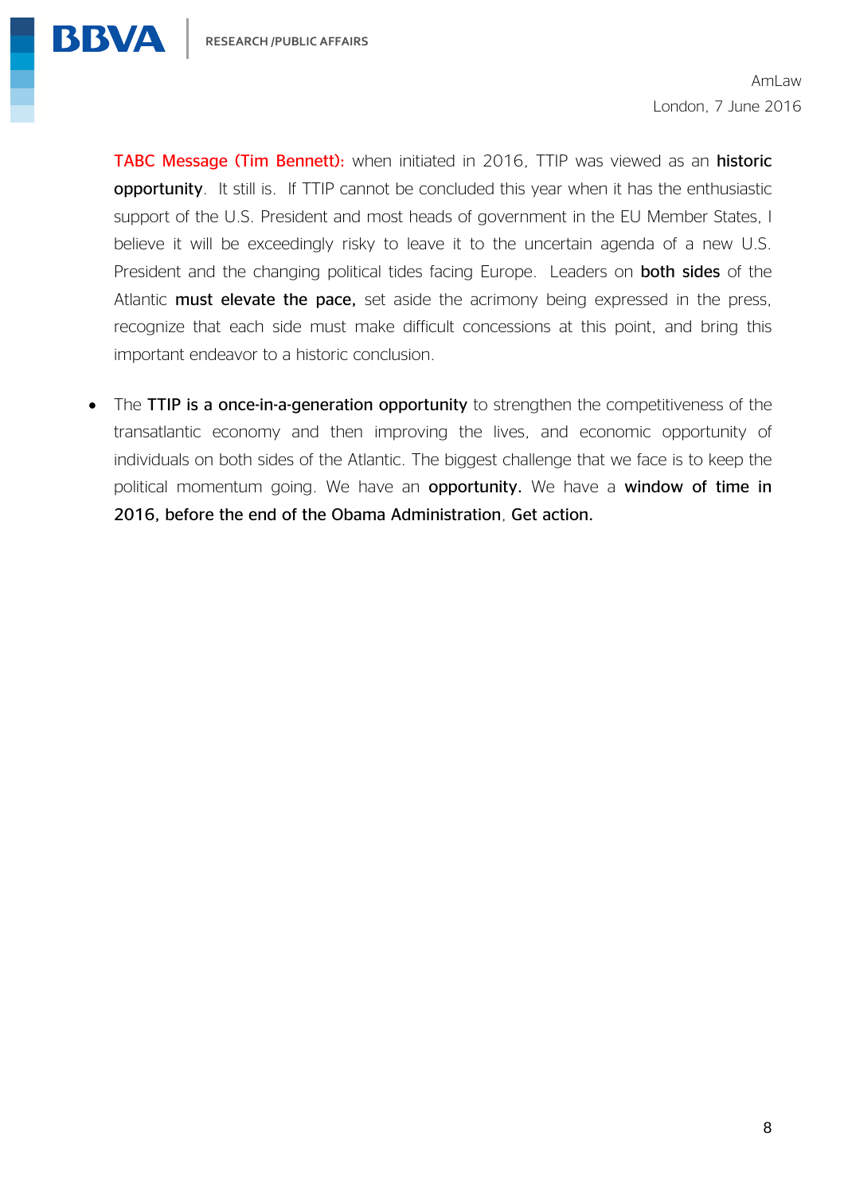AmLaw

London, 7 June 2016

TABC Message (Tim Bennett): when initiated in 2016, TTIP was viewed as an **historic opportunity**. It still is. If TTIP cannot be concluded this year when it has the enthusiastic support of the U.S. President and most heads of government in the EU Member States, I believe it will be exceedingly risky to leave it to the uncertain agenda of a new U.S. President and the changing political tides facing Europe. Leaders on **both sides** of the Atlantic **must elevate the pace,** set aside the acrimony being expressed in the press, recognize that each side must make difficult concessions at this point, and bring this important endeavor to a historic conclusion.

- The **TTIP is a once-in-a-generation opportunity** to strengthen the competitiveness of the transatlantic economy and then improving the lives, and economic opportunity of individuals on both sides of the Atlantic. The biggest challenge that we face is to keep the political momentum going. We have an **opportunity.** We have a **window of time in 2016, before the end of the Obama Administration**, **Get action.**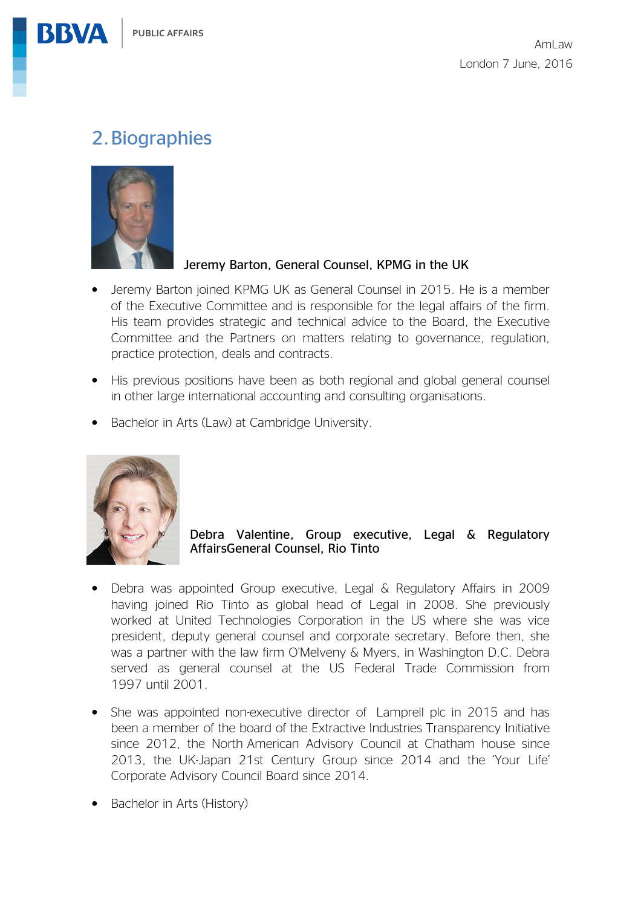## 2. Biographies

**Jeremy Barton, General Counsel, KPMG in the UK**

- Jeremy Barton joined KPMG UK as General Counsel in 2015. He is a member of the Executive Committee and is responsible for the legal affairs of the firm. His team provides strategic and technical advice to the Board, the Executive Committee and the Partners on matters relating to governance, regulation, practice protection, deals and contracts.
- His previous positions have been as both regional and global general counsel in other large international accounting and consulting organisations.
- Bachelor in Arts (Law) at Cambridge University.

**Debra Valentine, Group executive, Legal & Regulatory AffairsGeneral Counsel, Rio Tinto**

- Debra was appointed Group executive, Legal & Regulatory Affairs in 2009 having joined Rio Tinto as global head of Legal in 2008. She previously worked at United Technologies Corporation in the US where she was vice president, deputy general counsel and corporate secretary. Before then, she was a partner with the law firm O'Melveny & Myers, in Washington D.C. Debra served as general counsel at the US Federal Trade Commission from 1997 until 2001.
- She was appointed non-executive director of Lamprell plc in 2015 and has been a member of the board of the Extractive Industries Transparency Initiative since 2012, the North American Advisory Council at Chatham house since 2013, the UK-Japan 21st Century Group since 2014 and the 'Your Life' Corporate Advisory Council Board since 2014.
- Bachelor in Arts (History)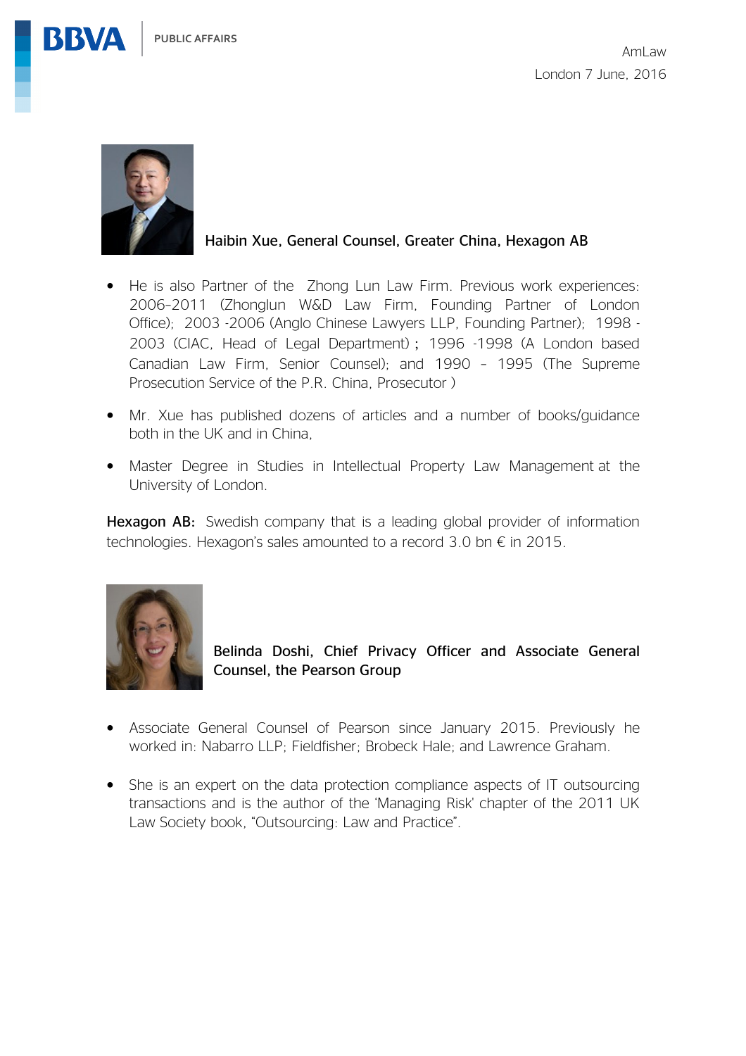AmLaw

London 7 June, 2016

**Haibin Xue, General Counsel, Greater China, Hexagon AB**

- He is also Partner of the Zhong Lun Law Firm. Previous work experiences: 2006-2011 (Zhonglun W&D Law Firm, Founding Partner of London Office); 2003 -2006 (Anglo Chinese Lawyers LLP, Founding Partner); 1998 - 2003 (CIAC, Head of Legal Department)；1996 -1998 (A London based Canadian Law Firm, Senior Counsel); and 1990 – 1995 (The Supreme Prosecution Service of the P.R. China, Prosecutor )
- Mr. Xue has published dozens of articles and a number of books/guidance both in the UK and in China,
- Master Degree in Studies in Intellectual Property Law Management at the University of London.

**Hexagon AB:** Swedish company that is a leading global provider of information technologies. Hexagon's sales amounted to a record 3.0 bn € in 2015.

**Belinda Doshi, Chief Privacy Officer and Associate General Counsel, the Pearson Group**

- Associate General Counsel of Pearson since January 2015. Previously he worked in: Nabarro LLP; Fieldfisher; Brobeck Hale; and Lawrence Graham.
- She is an expert on the data protection compliance aspects of IT outsourcing transactions and is the author of the 'Managing Risk' chapter of the 2011 UK Law Society book, "Outsourcing: Law and Practice".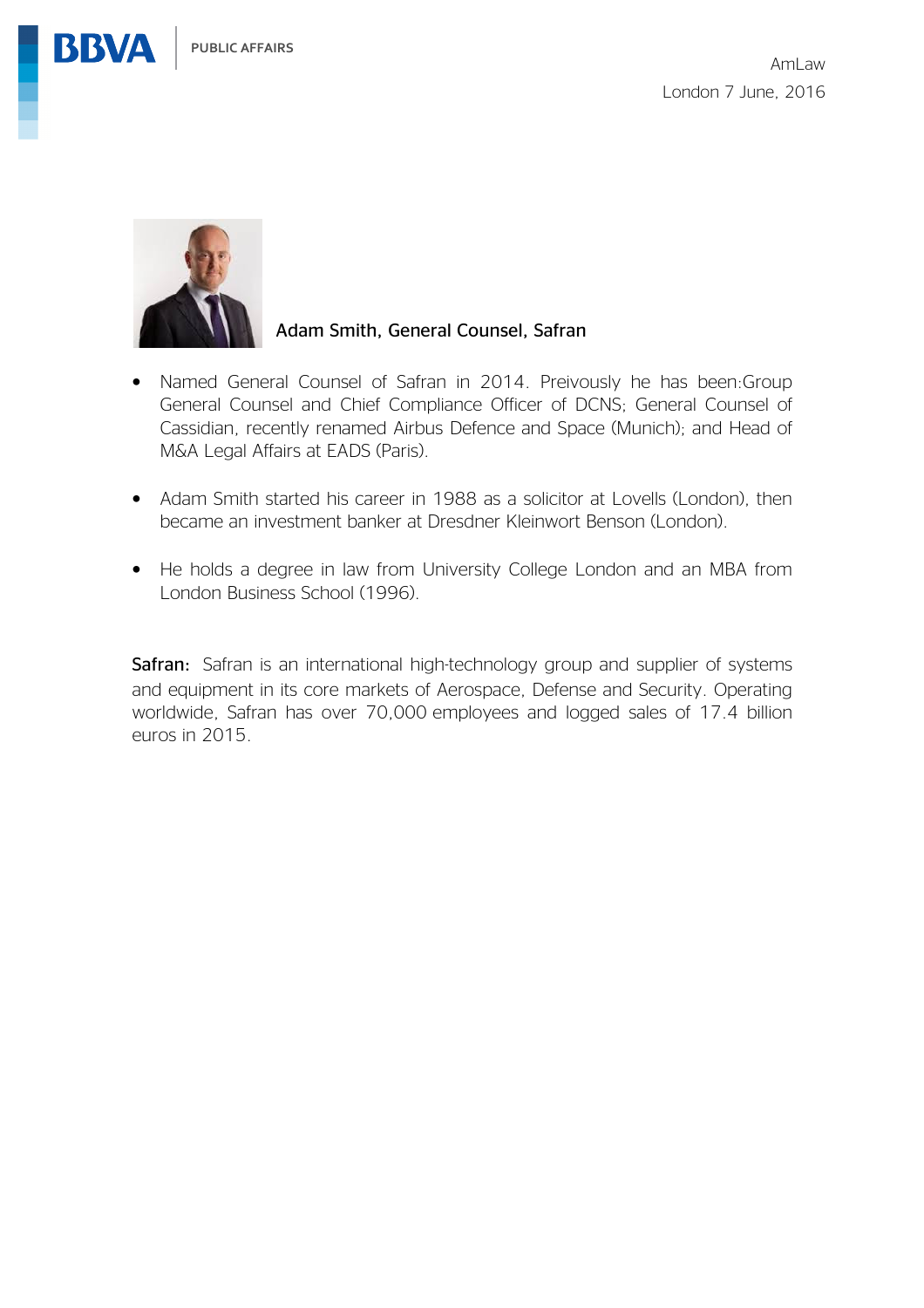AmLaw

London 7 June, 2016

**Adam Smith, General Counsel, Safran**

- Named General Counsel of Safran in 2014. Preivously he has been:Group General Counsel and Chief Compliance Officer of DCNS; General Counsel of Cassidian, recently renamed Airbus Defence and Space (Munich); and Head of M&A Legal Affairs at EADS (Paris).
- Adam Smith started his career in 1988 as a solicitor at Lovells (London), then became an investment banker at Dresdner Kleinwort Benson (London).
- He holds a degree in law from University College London and an MBA from London Business School (1996).

**Safran:** Safran is an international high-technology group and supplier of systems and equipment in its core markets of Aerospace, Defense and Security. Operating worldwide, Safran has over 70,000 employees and logged sales of 17.4 billion euros in 2015.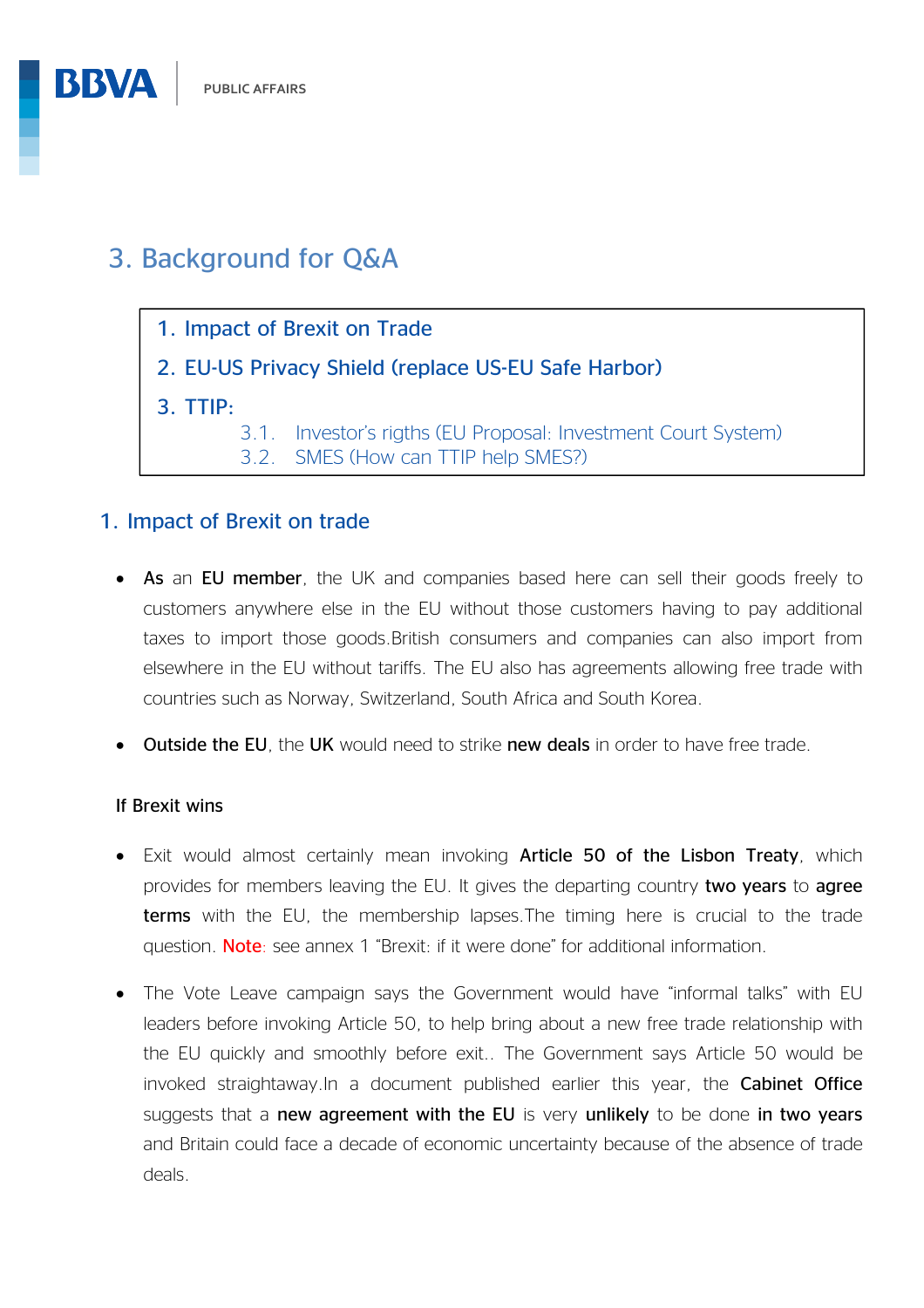# 3. Background for Q&A

1. Impact of Brexit on Trade
2. EU-US Privacy Shield (replace US-EU Safe Harbor)
3. TTIP:
   - 3.1. Investor's rigths (EU Proposal: Investment Court System)
   - 3.2. SMES (How can TTIP help SMES?)

## 1. Impact of Brexit on trade

- **As** an **EU member**, the UK and companies based here can sell their goods freely to customers anywhere else in the EU without those customers having to pay additional taxes to import those goods.British consumers and companies can also import from elsewhere in the EU without tariffs. The EU also has agreements allowing free trade with countries such as Norway, Switzerland, South Africa and South Korea.
- **Outside the EU**, the **UK** would need to strike **new deals** in order to have free trade.

**If Brexit wins**

- Exit would almost certainly mean invoking **Article 50 of the Lisbon Treaty**, which provides for members leaving the EU. It gives the departing country **two years** to **agree terms** with the EU, the membership lapses.The timing here is crucial to the trade question. Note: see annex 1 "Brexit: if it were done" for additional information.
- The Vote Leave campaign says the Government would have "informal talks" with EU leaders before invoking Article 50, to help bring about a new free trade relationship with the EU quickly and smoothly before exit.. The Government says Article 50 would be invoked straightaway.In a document published earlier this year, the **Cabinet Office** suggests that a **new agreement with the EU** is very **unlikely** to be done **in two years** and Britain could face a decade of economic uncertainty because of the absence of trade deals.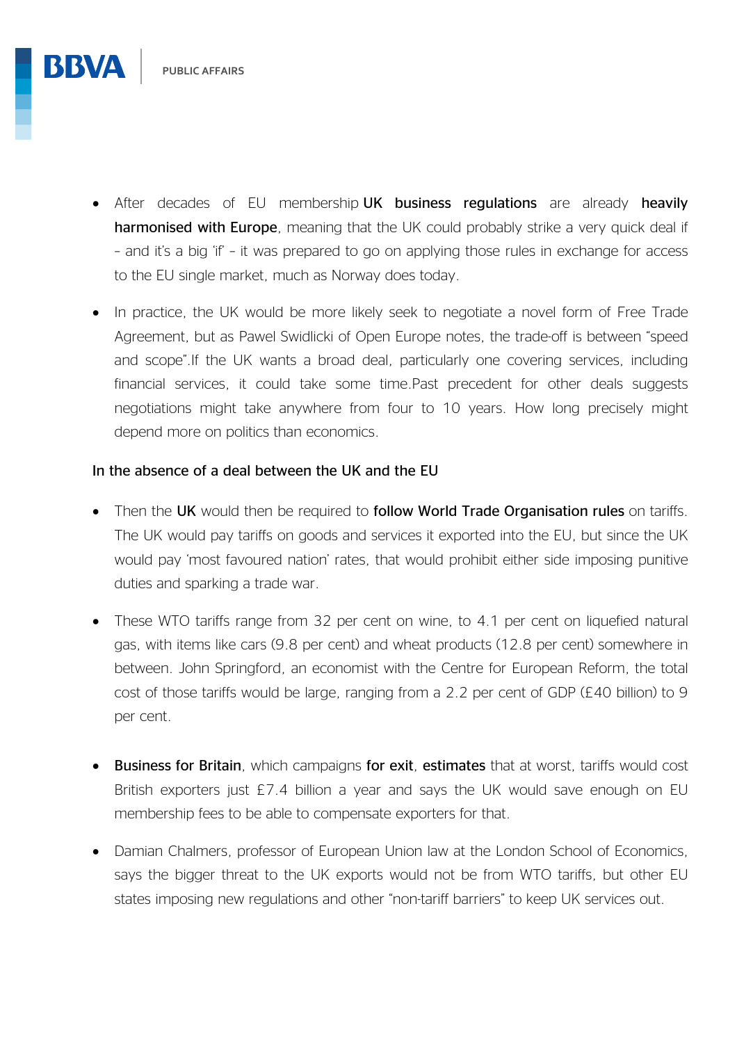- After decades of EU membership **UK business regulations** are already **heavily harmonised with Europe**, meaning that the UK could probably strike a very quick deal if – and it's a big 'if' – it was prepared to go on applying those rules in exchange for access to the EU single market, much as Norway does today.

- In practice, the UK would be more likely seek to negotiate a novel form of Free Trade Agreement, but as Pawel Swidlicki of Open Europe notes, the trade-off is between "speed and scope".If the UK wants a broad deal, particularly one covering services, including financial services, it could take some time.Past precedent for other deals suggests negotiations might take anywhere from four to 10 years. How long precisely might depend more on politics than economics.

**In the absence of a deal between the UK and the EU**

- Then the **UK** would then be required to **follow World Trade Organisation rules** on tariffs. The UK would pay tariffs on goods and services it exported into the EU, but since the UK would pay 'most favoured nation' rates, that would prohibit either side imposing punitive duties and sparking a trade war.

- These WTO tariffs range from 32 per cent on wine, to 4.1 per cent on liquefied natural gas, with items like cars (9.8 per cent) and wheat products (12.8 per cent) somewhere in between. John Springford, an economist with the Centre for European Reform, the total cost of those tariffs would be large, ranging from a 2.2 per cent of GDP (£40 billion) to 9 per cent.

- **Business for Britain**, which campaigns **for exit**, **estimates** that at worst, tariffs would cost British exporters just £7.4 billion a year and says the UK would save enough on EU membership fees to be able to compensate exporters for that.

- Damian Chalmers, professor of European Union law at the London School of Economics, says the bigger threat to the UK exports would not be from WTO tariffs, but other EU states imposing new regulations and other "non-tariff barriers" to keep UK services out.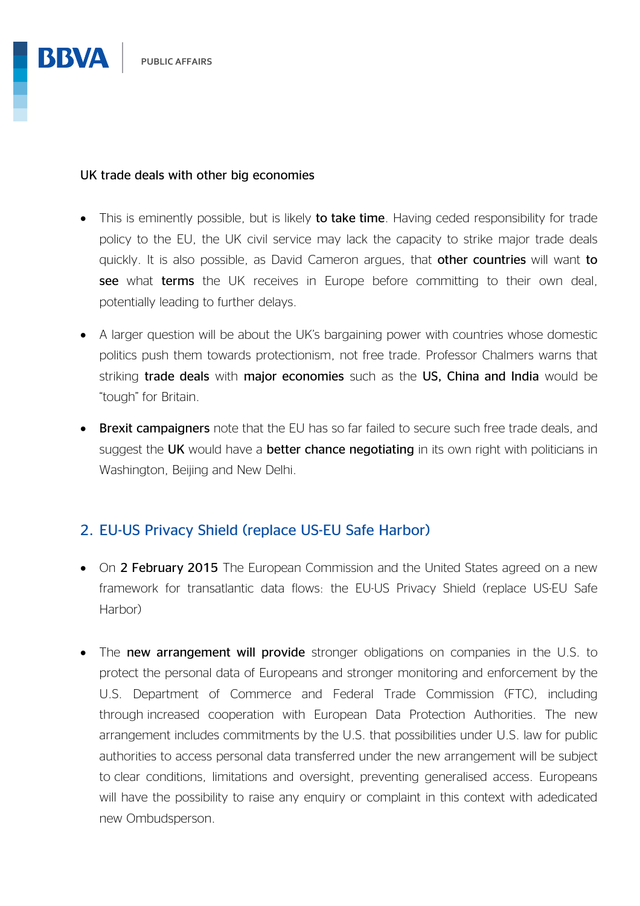UK trade deals with other big economies

- This is eminently possible, but is likely **to take time**. Having ceded responsibility for trade policy to the EU, the UK civil service may lack the capacity to strike major trade deals quickly. It is also possible, as David Cameron argues, that **other countries** will want **to see** what **terms** the UK receives in Europe before committing to their own deal, potentially leading to further delays.

- A larger question will be about the UK's bargaining power with countries whose domestic politics push them towards protectionism, not free trade. Professor Chalmers warns that striking **trade deals** with **major economies** such as the **US, China and India** would be "tough" for Britain.

- **Brexit campaigners** note that the EU has so far failed to secure such free trade deals, and suggest the **UK** would have a **better chance negotiating** in its own right with politicians in Washington, Beijing and New Delhi.

## 2. EU-US Privacy Shield (replace US-EU Safe Harbor)

- On **2 February 2015** The European Commission and the United States agreed on a new framework for transatlantic data flows: the EU-US Privacy Shield (replace US-EU Safe Harbor)

- The **new arrangement will provide** stronger obligations on companies in the U.S. to protect the personal data of Europeans and stronger monitoring and enforcement by the U.S. Department of Commerce and Federal Trade Commission (FTC), including through increased cooperation with European Data Protection Authorities. The new arrangement includes commitments by the U.S. that possibilities under U.S. law for public authorities to access personal data transferred under the new arrangement will be subject to clear conditions, limitations and oversight, preventing generalised access. Europeans will have the possibility to raise any enquiry or complaint in this context with adedicated new Ombudsperson.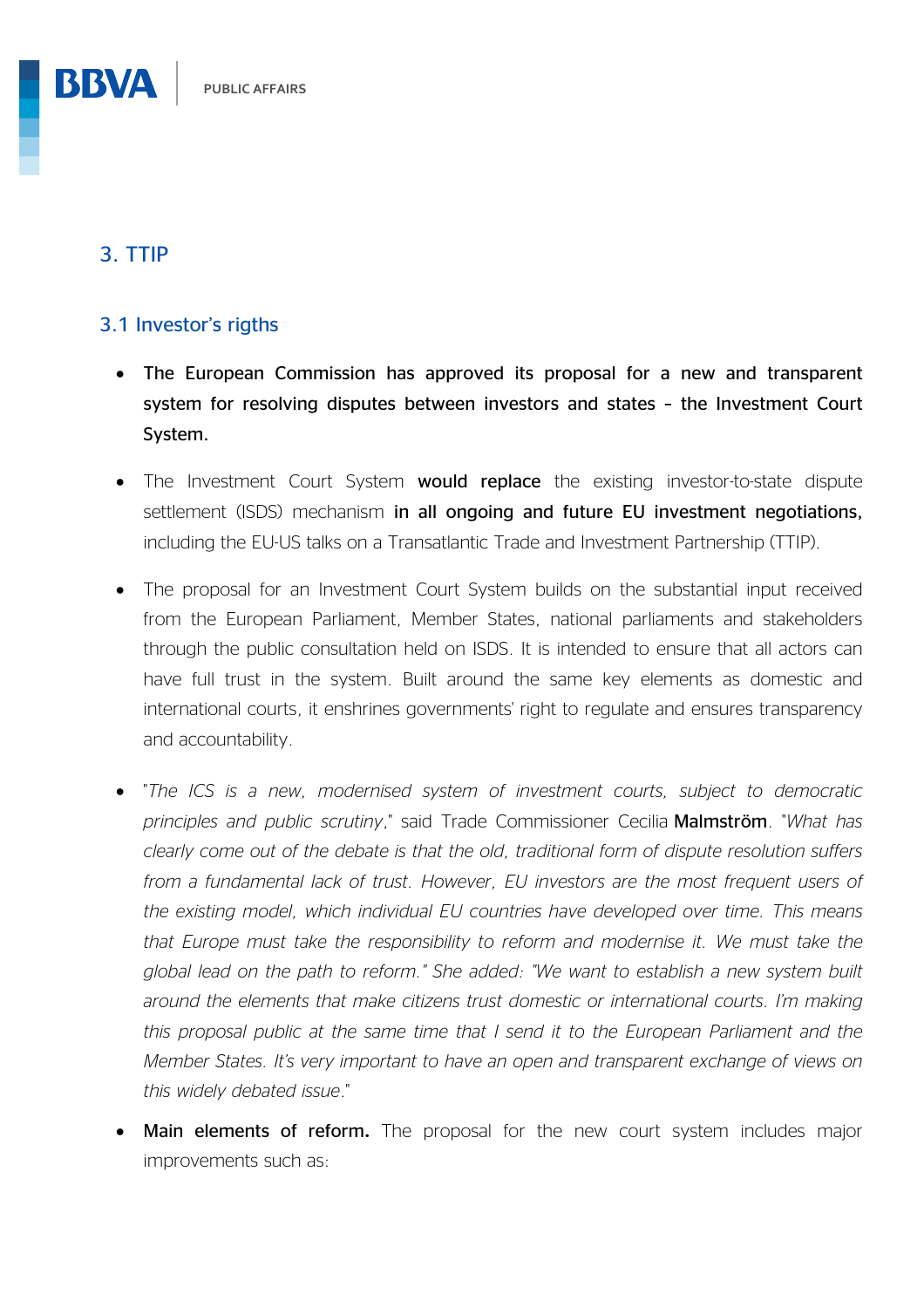## 3. TTIP

### 3.1 Investor's rigths

- **The European Commission has approved its proposal for a new and transparent system for resolving disputes between investors and states – the Investment Court System.**
- The Investment Court System **would replace** the existing investor-to-state dispute settlement (ISDS) mechanism **in all ongoing and future EU investment negotiations,** including the EU-US talks on a Transatlantic Trade and Investment Partnership (TTIP).
- The proposal for an Investment Court System builds on the substantial input received from the European Parliament, Member States, national parliaments and stakeholders through the public consultation held on ISDS. It is intended to ensure that all actors can have full trust in the system. Built around the same key elements as domestic and international courts, it enshrines governments' right to regulate and ensures transparency and accountability.
- "*The ICS is a new, modernised system of investment courts, subject to democratic principles and public scrutiny*," said Trade Commissioner Cecilia **Malmström**. "*What has clearly come out of the debate is that the old, traditional form of dispute resolution suffers from a fundamental lack of trust. However, EU investors are the most frequent users of the existing model, which individual EU countries have developed over time. This means that Europe must take the responsibility to reform and modernise it. We must take the global lead on the path to reform.*" She added: "*We want to establish a new system built around the elements that make citizens trust domestic or international courts. I'm making this proposal public at the same time that I send it to the European Parliament and the Member States. It's very important to have an open and transparent exchange of views on this widely debated issue*."
- **Main elements of reform.** The proposal for the new court system includes major improvements such as: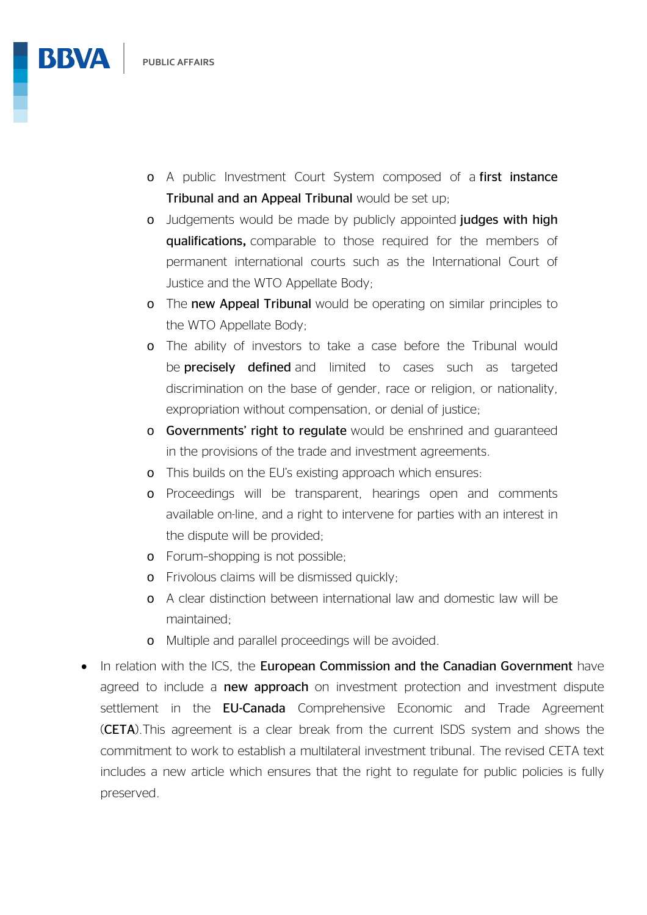- A public Investment Court System composed of a **first instance Tribunal and an Appeal Tribunal** would be set up;
    - Judgements would be made by publicly appointed **judges with high qualifications,** comparable to those required for the members of permanent international courts such as the International Court of Justice and the WTO Appellate Body;
    - The **new Appeal Tribunal** would be operating on similar principles to the WTO Appellate Body;
    - The ability of investors to take a case before the Tribunal would be **precisely defined** and limited to cases such as targeted discrimination on the base of gender, race or religion, or nationality, expropriation without compensation, or denial of justice;
    - **Governments' right to regulate** would be enshrined and guaranteed in the provisions of the trade and investment agreements.
    - This builds on the EU's existing approach which ensures:
    - Proceedings will be transparent, hearings open and comments available on-line, and a right to intervene for parties with an interest in the dispute will be provided;
    - Forum-shopping is not possible;
    - Frivolous claims will be dismissed quickly;
    - A clear distinction between international law and domestic law will be maintained;
    - Multiple and parallel proceedings will be avoided.

- In relation with the ICS, the **European Commission and the Canadian Government** have agreed to include a **new approach** on investment protection and investment dispute settlement in the **EU-Canada** Comprehensive Economic and Trade Agreement (**CETA**).This agreement is a clear break from the current ISDS system and shows the commitment to work to establish a multilateral investment tribunal. The revised CETA text includes a new article which ensures that the right to regulate for public policies is fully preserved.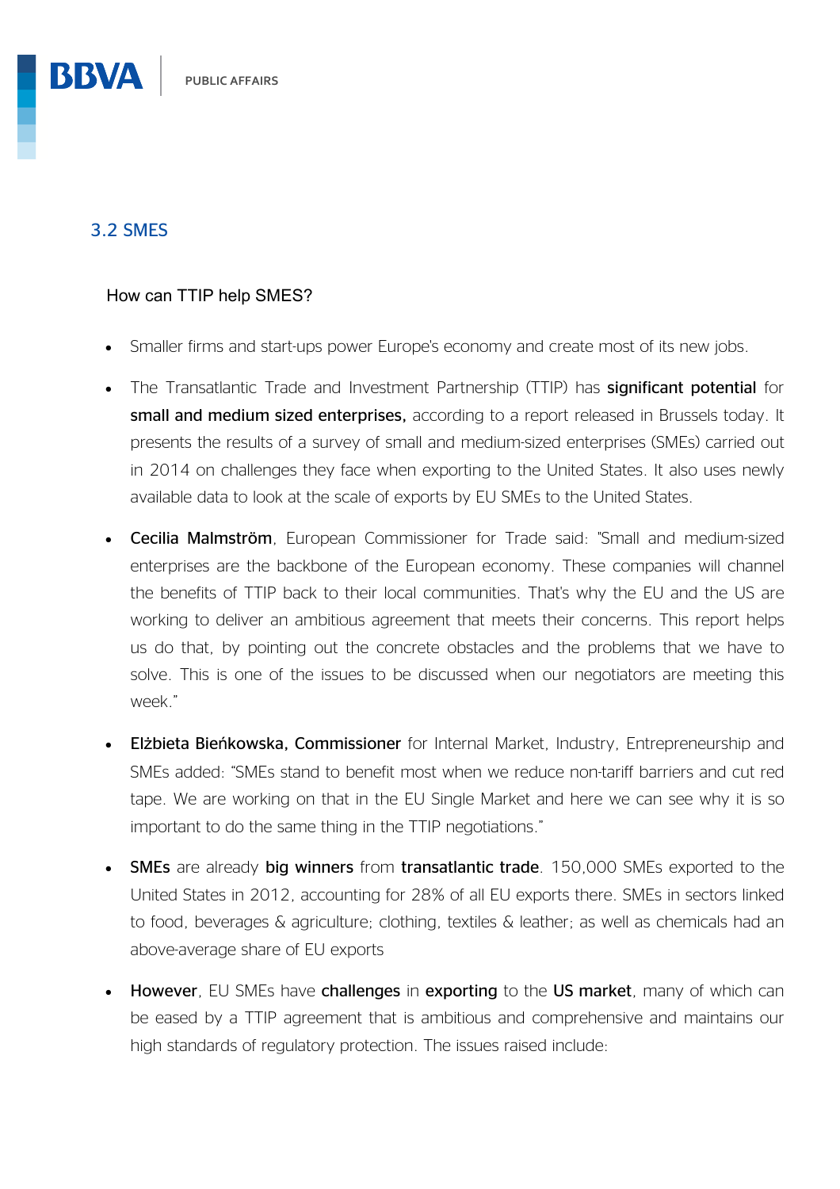## 3.2 SMES

### How can TTIP help SMES?

- Smaller firms and start-ups power Europe's economy and create most of its new jobs.
- The Transatlantic Trade and Investment Partnership (TTIP) has **significant potential** for **small and medium sized enterprises,** according to a report released in Brussels today. It presents the results of a survey of small and medium-sized enterprises (SMEs) carried out in 2014 on challenges they face when exporting to the United States. It also uses newly available data to look at the scale of exports by EU SMEs to the United States.
- **Cecilia Malmström**, European Commissioner for Trade said: "Small and medium-sized enterprises are the backbone of the European economy. These companies will channel the benefits of TTIP back to their local communities. That's why the EU and the US are working to deliver an ambitious agreement that meets their concerns. This report helps us do that, by pointing out the concrete obstacles and the problems that we have to solve. This is one of the issues to be discussed when our negotiators are meeting this week."
- **Elżbieta Bieńkowska, Commissioner** for Internal Market, Industry, Entrepreneurship and SMEs added: "SMEs stand to benefit most when we reduce non-tariff barriers and cut red tape. We are working on that in the EU Single Market and here we can see why it is so important to do the same thing in the TTIP negotiations."
- **SMEs** are already **big winners** from **transatlantic trade**. 150,000 SMEs exported to the United States in 2012, accounting for 28% of all EU exports there. SMEs in sectors linked to food, beverages & agriculture; clothing, textiles & leather; as well as chemicals had an above-average share of EU exports
- **However**, EU SMEs have **challenges** in **exporting** to the **US market**, many of which can be eased by a TTIP agreement that is ambitious and comprehensive and maintains our high standards of regulatory protection. The issues raised include: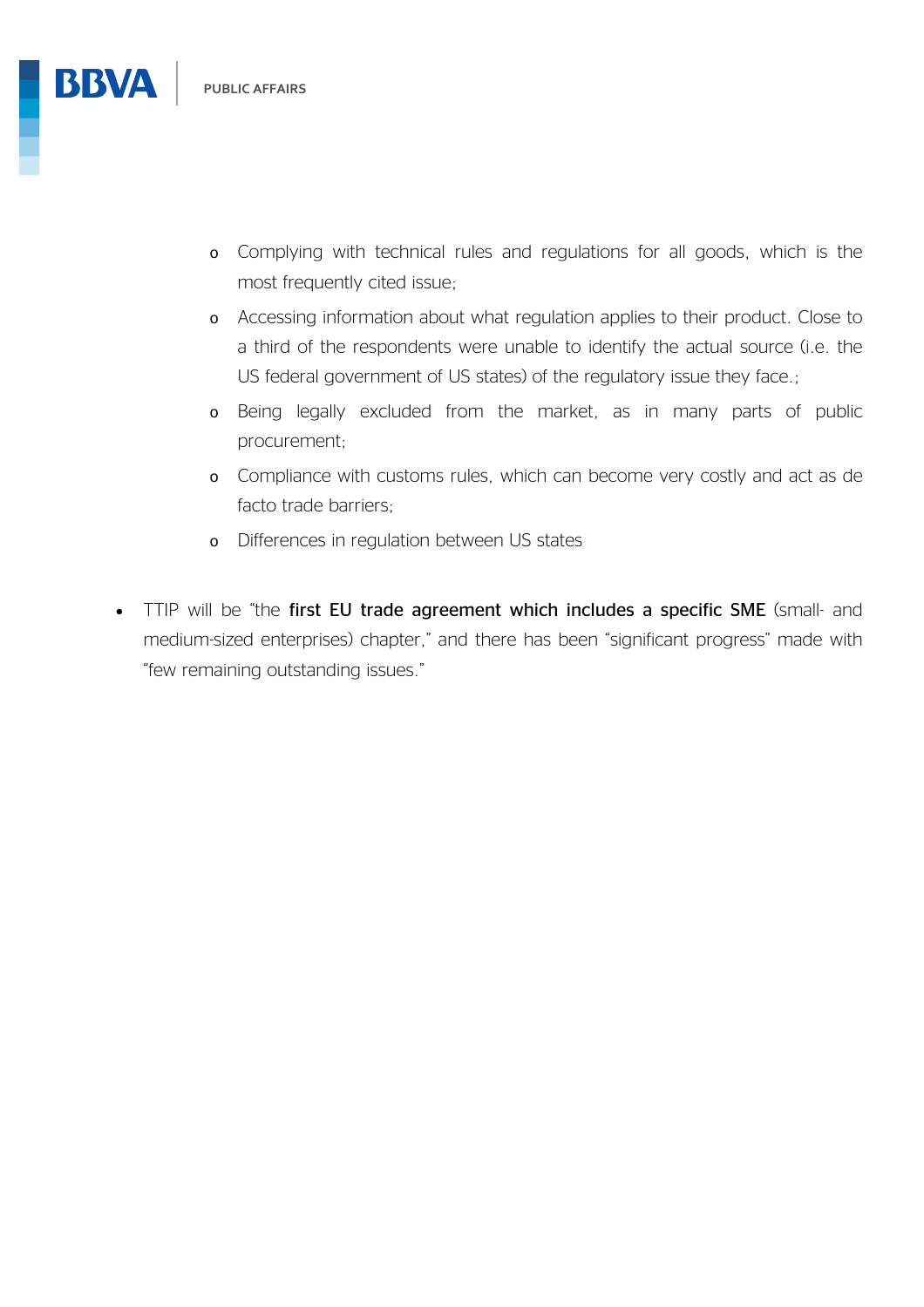- Complying with technical rules and regulations for all goods, which is the most frequently cited issue;
  - Accessing information about what regulation applies to their product. Close to a third of the respondents were unable to identify the actual source (i.e. the US federal government of US states) of the regulatory issue they face.;
  - Being legally excluded from the market, as in many parts of public procurement;
  - Compliance with customs rules, which can become very costly and act as de facto trade barriers;
  - Differences in regulation between US states

- TTIP will be "the **first EU trade agreement which includes a specific SME** (small- and medium-sized enterprises) chapter," and there has been "significant progress" made with "few remaining outstanding issues."